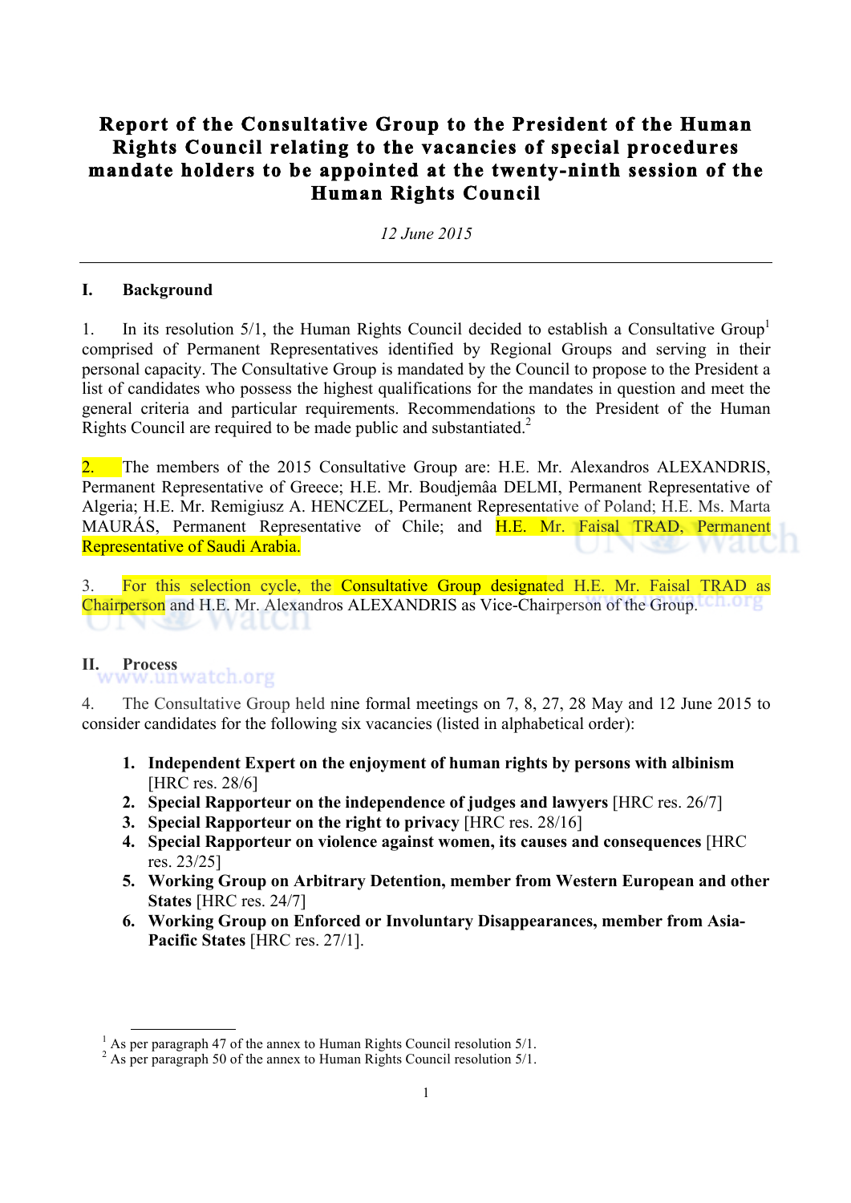# Report of the Consultative Group to the President of the Human Rights Council relating to the vacancies of special procedures mandate holders to be appointed at the twenty-ninth session of the Human Rights Council

*12 June 2015*

---

## I. Background

1. In its resolution 5/1, the Human Rights Council decided to establish a Consultative Group[1] comprised of Permanent Representatives identified by Regional Groups and serving in their personal capacity. The Consultative Group is mandated by the Council to propose to the President a list of candidates who possess the highest qualifications for the mandates in question and meet the general criteria and particular requirements. Recommendations to the President of the Human Rights Council are required to be made public and substantiated.[2]

2. The members of the 2015 Consultative Group are: H.E. Mr. Alexandros ALEXANDRIS, Permanent Representative of Greece; H.E. Mr. Boudjemâa DELMI, Permanent Representative of Algeria; H.E. Mr. Remigiusz A. HENCZEL, Permanent Representative of Poland; H.E. Ms. Marta MAURÁS, Permanent Representative of Chile; and H.E. Mr. Faisal TRAD, Permanent Representative of Saudi Arabia.

3. For this selection cycle, the Consultative Group designated H.E. Mr. Faisal TRAD as Chairperson and H.E. Mr. Alexandros ALEXANDRIS as Vice-Chairperson of the Group.

## II. Process

4. The Consultative Group held nine formal meetings on 7, 8, 27, 28 May and 12 June 2015 to consider candidates for the following six vacancies (listed in alphabetical order):

1. **Independent Expert on the enjoyment of human rights by persons with albinism** [HRC res. 28/6]
2. **Special Rapporteur on the independence of judges and lawyers** [HRC res. 26/7]
3. **Special Rapporteur on the right to privacy** [HRC res. 28/16]
4. **Special Rapporteur on violence against women, its causes and consequences** [HRC res. 23/25]
5. **Working Group on Arbitrary Detention, member from Western European and other States** [HRC res. 24/7]
6. **Working Group on Enforced or Involuntary Disappearances, member from Asia-Pacific States** [HRC res. 27/1].

---

[1] As per paragraph 47 of the annex to Human Rights Council resolution 5/1.
[2] As per paragraph 50 of the annex to Human Rights Council resolution 5/1.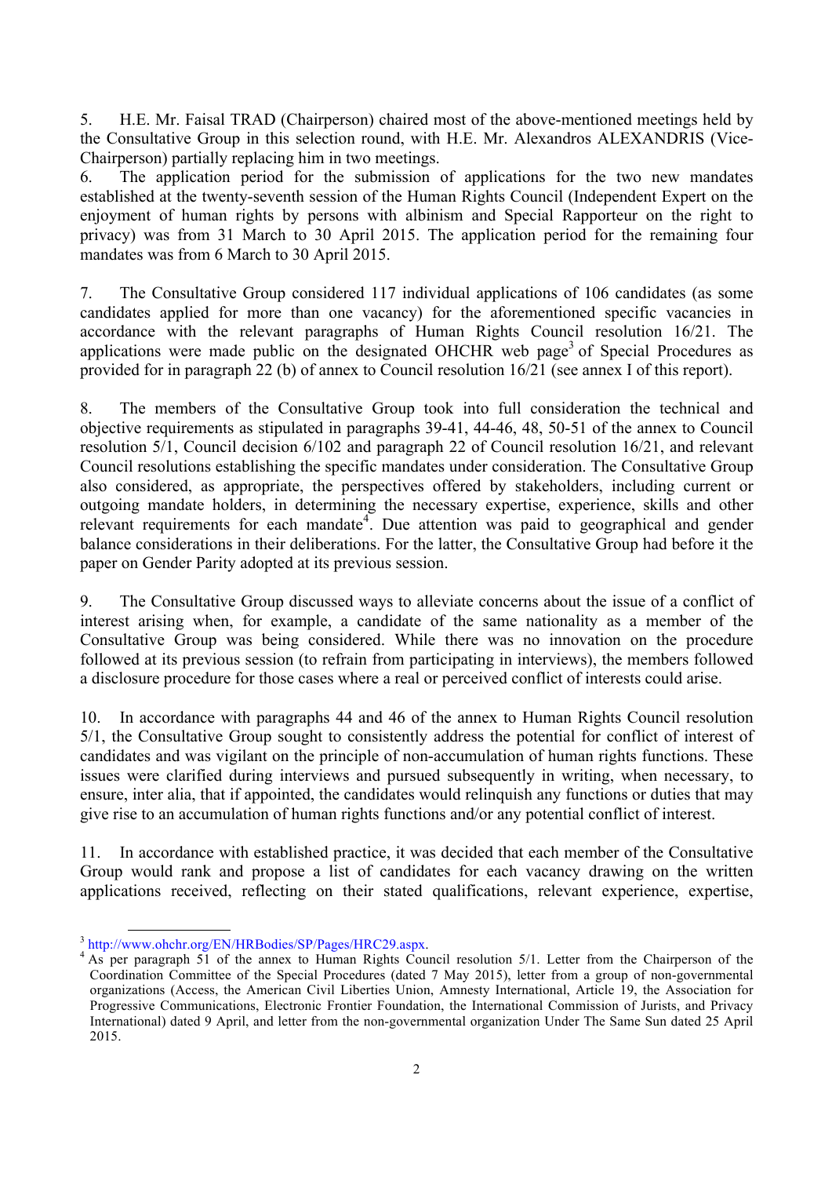5. H.E. Mr. Faisal TRAD (Chairperson) chaired most of the above-mentioned meetings held by the Consultative Group in this selection round, with H.E. Mr. Alexandros ALEXANDRIS (Vice-Chairperson) partially replacing him in two meetings.

6. The application period for the submission of applications for the two new mandates established at the twenty-seventh session of the Human Rights Council (Independent Expert on the enjoyment of human rights by persons with albinism and Special Rapporteur on the right to privacy) was from 31 March to 30 April 2015. The application period for the remaining four mandates was from 6 March to 30 April 2015.

7. The Consultative Group considered 117 individual applications of 106 candidates (as some candidates applied for more than one vacancy) for the aforementioned specific vacancies in accordance with the relevant paragraphs of Human Rights Council resolution 16/21. The applications were made public on the designated OHCHR web page[3] of Special Procedures as provided for in paragraph 22 (b) of annex to Council resolution 16/21 (see annex I of this report).

8. The members of the Consultative Group took into full consideration the technical and objective requirements as stipulated in paragraphs 39-41, 44-46, 48, 50-51 of the annex to Council resolution 5/1, Council decision 6/102 and paragraph 22 of Council resolution 16/21, and relevant Council resolutions establishing the specific mandates under consideration. The Consultative Group also considered, as appropriate, the perspectives offered by stakeholders, including current or outgoing mandate holders, in determining the necessary expertise, experience, skills and other relevant requirements for each mandate[4]. Due attention was paid to geographical and gender balance considerations in their deliberations. For the latter, the Consultative Group had before it the paper on Gender Parity adopted at its previous session.

9. The Consultative Group discussed ways to alleviate concerns about the issue of a conflict of interest arising when, for example, a candidate of the same nationality as a member of the Consultative Group was being considered. While there was no innovation on the procedure followed at its previous session (to refrain from participating in interviews), the members followed a disclosure procedure for those cases where a real or perceived conflict of interests could arise.

10. In accordance with paragraphs 44 and 46 of the annex to Human Rights Council resolution 5/1, the Consultative Group sought to consistently address the potential for conflict of interest of candidates and was vigilant on the principle of non-accumulation of human rights functions. These issues were clarified during interviews and pursued subsequently in writing, when necessary, to ensure, inter alia, that if appointed, the candidates would relinquish any functions or duties that may give rise to an accumulation of human rights functions and/or any potential conflict of interest.

11. In accordance with established practice, it was decided that each member of the Consultative Group would rank and propose a list of candidates for each vacancy drawing on the written applications received, reflecting on their stated qualifications, relevant experience, expertise,

---

[3] http://www.ohchr.org/EN/HRBodies/SP/Pages/HRC29.aspx.

[4] As per paragraph 51 of the annex to Human Rights Council resolution 5/1. Letter from the Chairperson of the Coordination Committee of the Special Procedures (dated 7 May 2015), letter from a group of non-governmental organizations (Access, the American Civil Liberties Union, Amnesty International, Article 19, the Association for Progressive Communications, Electronic Frontier Foundation, the International Commission of Jurists, and Privacy International) dated 9 April, and letter from the non-governmental organization Under The Same Sun dated 25 April 2015.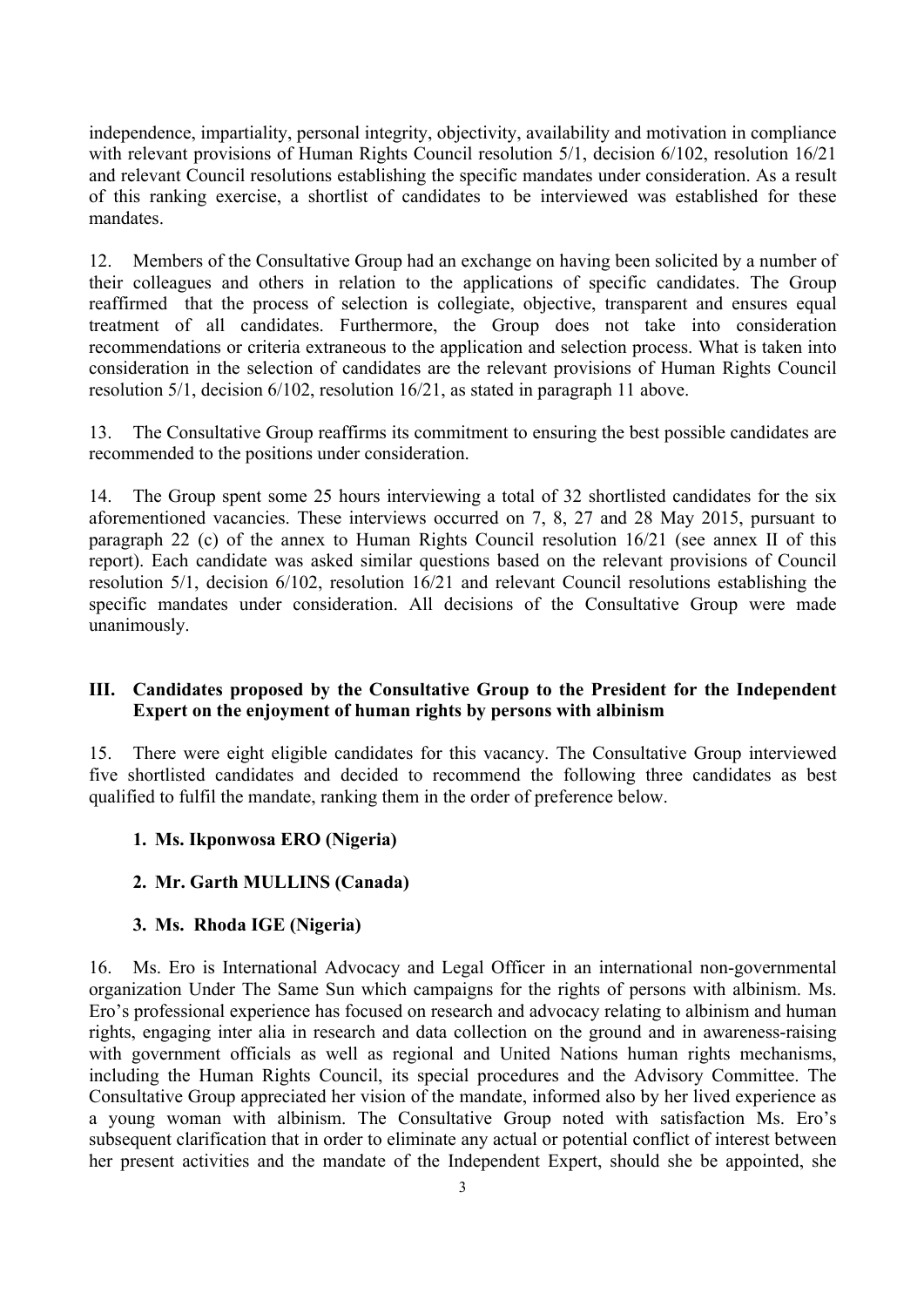independence, impartiality, personal integrity, objectivity, availability and motivation in compliance with relevant provisions of Human Rights Council resolution 5/1, decision 6/102, resolution 16/21 and relevant Council resolutions establishing the specific mandates under consideration. As a result of this ranking exercise, a shortlist of candidates to be interviewed was established for these mandates.

12. Members of the Consultative Group had an exchange on having been solicited by a number of their colleagues and others in relation to the applications of specific candidates. The Group reaffirmed that the process of selection is collegiate, objective, transparent and ensures equal treatment of all candidates. Furthermore, the Group does not take into consideration recommendations or criteria extraneous to the application and selection process. What is taken into consideration in the selection of candidates are the relevant provisions of Human Rights Council resolution 5/1, decision 6/102, resolution 16/21, as stated in paragraph 11 above.

13. The Consultative Group reaffirms its commitment to ensuring the best possible candidates are recommended to the positions under consideration.

14. The Group spent some 25 hours interviewing a total of 32 shortlisted candidates for the six aforementioned vacancies. These interviews occurred on 7, 8, 27 and 28 May 2015, pursuant to paragraph 22 (c) of the annex to Human Rights Council resolution 16/21 (see annex II of this report). Each candidate was asked similar questions based on the relevant provisions of Council resolution 5/1, decision 6/102, resolution 16/21 and relevant Council resolutions establishing the specific mandates under consideration. All decisions of the Consultative Group were made unanimously.

## III. Candidates proposed by the Consultative Group to the President for the Independent Expert on the enjoyment of human rights by persons with albinism

15. There were eight eligible candidates for this vacancy. The Consultative Group interviewed five shortlisted candidates and decided to recommend the following three candidates as best qualified to fulfil the mandate, ranking them in the order of preference below.

**1. Ms. Ikponwosa ERO (Nigeria)**

**2. Mr. Garth MULLINS (Canada)**

**3. Ms. Rhoda IGE (Nigeria)**

16. Ms. Ero is International Advocacy and Legal Officer in an international non-governmental organization Under The Same Sun which campaigns for the rights of persons with albinism. Ms. Ero's professional experience has focused on research and advocacy relating to albinism and human rights, engaging inter alia in research and data collection on the ground and in awareness-raising with government officials as well as regional and United Nations human rights mechanisms, including the Human Rights Council, its special procedures and the Advisory Committee. The Consultative Group appreciated her vision of the mandate, informed also by her lived experience as a young woman with albinism. The Consultative Group noted with satisfaction Ms. Ero's subsequent clarification that in order to eliminate any actual or potential conflict of interest between her present activities and the mandate of the Independent Expert, should she be appointed, she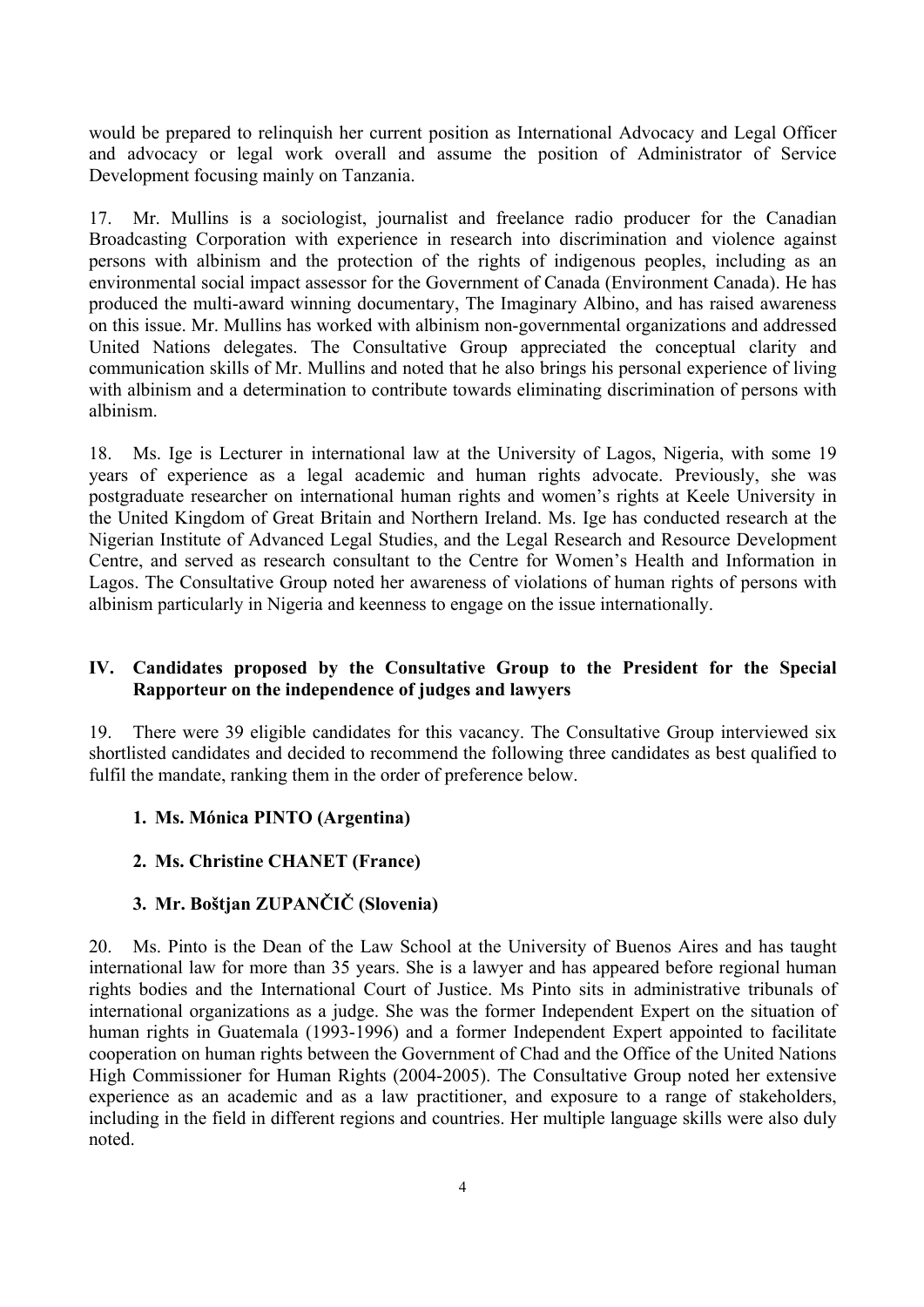would be prepared to relinquish her current position as International Advocacy and Legal Officer and advocacy or legal work overall and assume the position of Administrator of Service Development focusing mainly on Tanzania.

17. Mr. Mullins is a sociologist, journalist and freelance radio producer for the Canadian Broadcasting Corporation with experience in research into discrimination and violence against persons with albinism and the protection of the rights of indigenous peoples, including as an environmental social impact assessor for the Government of Canada (Environment Canada). He has produced the multi-award winning documentary, The Imaginary Albino, and has raised awareness on this issue. Mr. Mullins has worked with albinism non-governmental organizations and addressed United Nations delegates. The Consultative Group appreciated the conceptual clarity and communication skills of Mr. Mullins and noted that he also brings his personal experience of living with albinism and a determination to contribute towards eliminating discrimination of persons with albinism.

18. Ms. Ige is Lecturer in international law at the University of Lagos, Nigeria, with some 19 years of experience as a legal academic and human rights advocate. Previously, she was postgraduate researcher on international human rights and women's rights at Keele University in the United Kingdom of Great Britain and Northern Ireland. Ms. Ige has conducted research at the Nigerian Institute of Advanced Legal Studies, and the Legal Research and Resource Development Centre, and served as research consultant to the Centre for Women's Health and Information in Lagos. The Consultative Group noted her awareness of violations of human rights of persons with albinism particularly in Nigeria and keenness to engage on the issue internationally.

## IV. Candidates proposed by the Consultative Group to the President for the Special Rapporteur on the independence of judges and lawyers

19. There were 39 eligible candidates for this vacancy. The Consultative Group interviewed six shortlisted candidates and decided to recommend the following three candidates as best qualified to fulfil the mandate, ranking them in the order of preference below.

1. **Ms. Mónica PINTO (Argentina)**

2. **Ms. Christine CHANET (France)**

3. **Mr. Boštjan ZUPANČIČ (Slovenia)**

20. Ms. Pinto is the Dean of the Law School at the University of Buenos Aires and has taught international law for more than 35 years. She is a lawyer and has appeared before regional human rights bodies and the International Court of Justice. Ms Pinto sits in administrative tribunals of international organizations as a judge. She was the former Independent Expert on the situation of human rights in Guatemala (1993-1996) and a former Independent Expert appointed to facilitate cooperation on human rights between the Government of Chad and the Office of the United Nations High Commissioner for Human Rights (2004-2005). The Consultative Group noted her extensive experience as an academic and as a law practitioner, and exposure to a range of stakeholders, including in the field in different regions and countries. Her multiple language skills were also duly noted.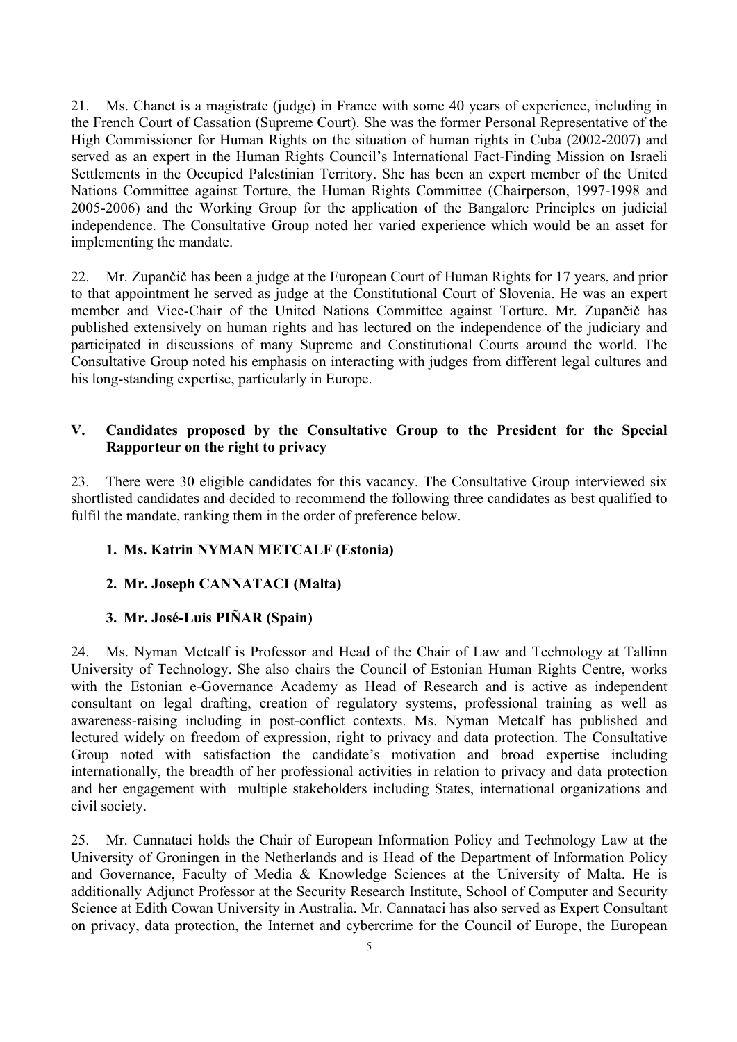21. Ms. Chanet is a magistrate (judge) in France with some 40 years of experience, including in the French Court of Cassation (Supreme Court). She was the former Personal Representative of the High Commissioner for Human Rights on the situation of human rights in Cuba (2002-2007) and served as an expert in the Human Rights Council's International Fact-Finding Mission on Israeli Settlements in the Occupied Palestinian Territory. She has been an expert member of the United Nations Committee against Torture, the Human Rights Committee (Chairperson, 1997-1998 and 2005-2006) and the Working Group for the application of the Bangalore Principles on judicial independence. The Consultative Group noted her varied experience which would be an asset for implementing the mandate.

22. Mr. Zupančič has been a judge at the European Court of Human Rights for 17 years, and prior to that appointment he served as judge at the Constitutional Court of Slovenia. He was an expert member and Vice-Chair of the United Nations Committee against Torture. Mr. Zupančič has published extensively on human rights and has lectured on the independence of the judiciary and participated in discussions of many Supreme and Constitutional Courts around the world. The Consultative Group noted his emphasis on interacting with judges from different legal cultures and his long-standing expertise, particularly in Europe.

## V. Candidates proposed by the Consultative Group to the President for the Special Rapporteur on the right to privacy

23. There were 30 eligible candidates for this vacancy. The Consultative Group interviewed six shortlisted candidates and decided to recommend the following three candidates as best qualified to fulfil the mandate, ranking them in the order of preference below.

1. **Ms. Katrin NYMAN METCALF (Estonia)**
2. **Mr. Joseph CANNATACI (Malta)**
3. **Mr. José-Luis PIÑAR (Spain)**

24. Ms. Nyman Metcalf is Professor and Head of the Chair of Law and Technology at Tallinn University of Technology. She also chairs the Council of Estonian Human Rights Centre, works with the Estonian e-Governance Academy as Head of Research and is active as independent consultant on legal drafting, creation of regulatory systems, professional training as well as awareness-raising including in post-conflict contexts. Ms. Nyman Metcalf has published and lectured widely on freedom of expression, right to privacy and data protection. The Consultative Group noted with satisfaction the candidate's motivation and broad expertise including internationally, the breadth of her professional activities in relation to privacy and data protection and her engagement with multiple stakeholders including States, international organizations and civil society.

25. Mr. Cannataci holds the Chair of European Information Policy and Technology Law at the University of Groningen in the Netherlands and is Head of the Department of Information Policy and Governance, Faculty of Media & Knowledge Sciences at the University of Malta. He is additionally Adjunct Professor at the Security Research Institute, School of Computer and Security Science at Edith Cowan University in Australia. Mr. Cannataci has also served as Expert Consultant on privacy, data protection, the Internet and cybercrime for the Council of Europe, the European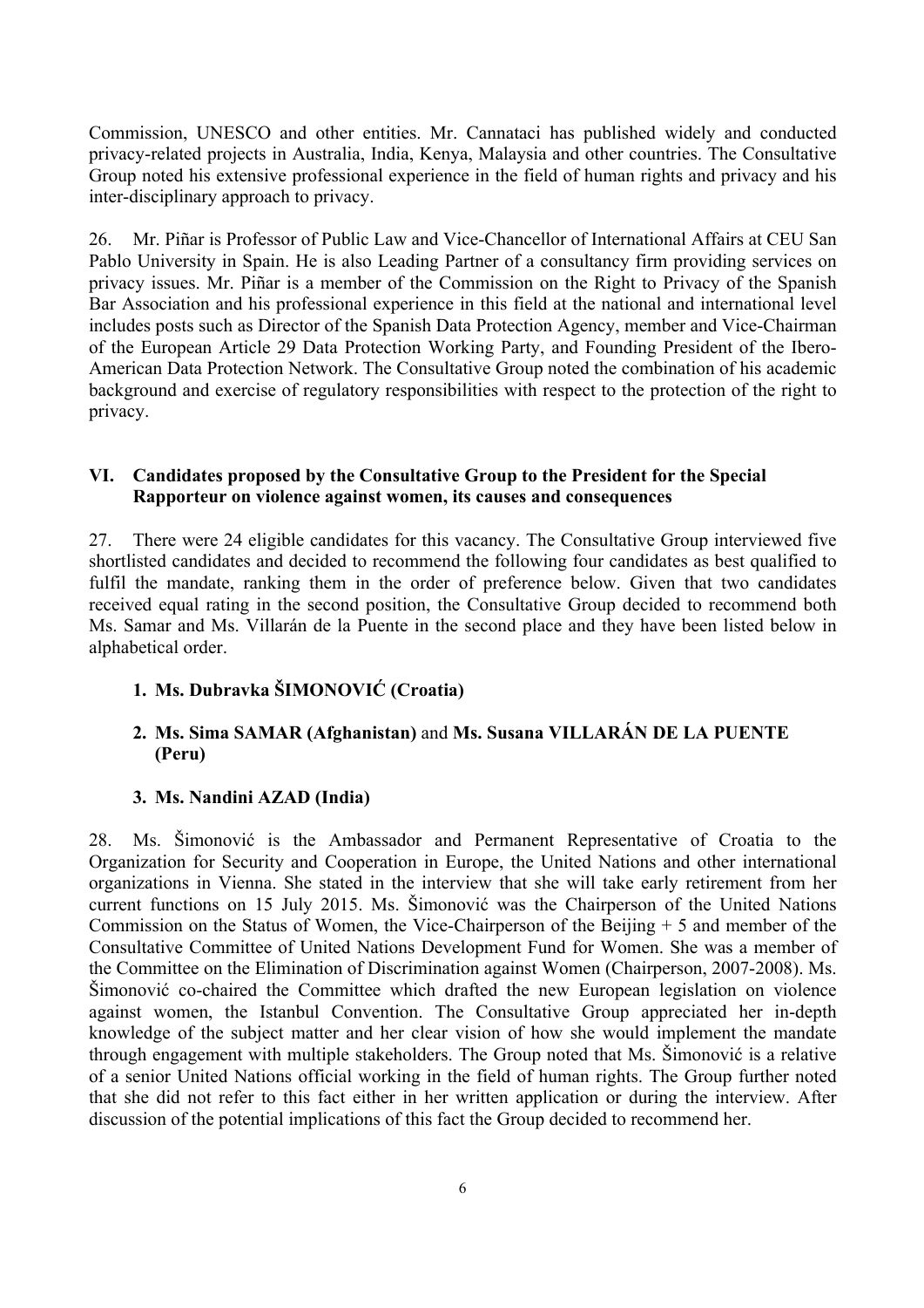Commission, UNESCO and other entities. Mr. Cannataci has published widely and conducted privacy-related projects in Australia, India, Kenya, Malaysia and other countries. The Consultative Group noted his extensive professional experience in the field of human rights and privacy and his inter-disciplinary approach to privacy.

26. Mr. Piñar is Professor of Public Law and Vice-Chancellor of International Affairs at CEU San Pablo University in Spain. He is also Leading Partner of a consultancy firm providing services on privacy issues. Mr. Piñar is a member of the Commission on the Right to Privacy of the Spanish Bar Association and his professional experience in this field at the national and international level includes posts such as Director of the Spanish Data Protection Agency, member and Vice-Chairman of the European Article 29 Data Protection Working Party, and Founding President of the Ibero-American Data Protection Network. The Consultative Group noted the combination of his academic background and exercise of regulatory responsibilities with respect to the protection of the right to privacy.

## VI. Candidates proposed by the Consultative Group to the President for the Special Rapporteur on violence against women, its causes and consequences

27. There were 24 eligible candidates for this vacancy. The Consultative Group interviewed five shortlisted candidates and decided to recommend the following four candidates as best qualified to fulfil the mandate, ranking them in the order of preference below. Given that two candidates received equal rating in the second position, the Consultative Group decided to recommend both Ms. Samar and Ms. Villarán de la Puente in the second place and they have been listed below in alphabetical order.

1. **Ms. Dubravka ŠIMONOVIĆ (Croatia)**
2. **Ms. Sima SAMAR (Afghanistan)** and **Ms. Susana VILLARÁN DE LA PUENTE (Peru)**
3. **Ms. Nandini AZAD (India)**

28. Ms. Šimonović is the Ambassador and Permanent Representative of Croatia to the Organization for Security and Cooperation in Europe, the United Nations and other international organizations in Vienna. She stated in the interview that she will take early retirement from her current functions on 15 July 2015. Ms. Šimonović was the Chairperson of the United Nations Commission on the Status of Women, the Vice-Chairperson of the Beijing + 5 and member of the Consultative Committee of United Nations Development Fund for Women. She was a member of the Committee on the Elimination of Discrimination against Women (Chairperson, 2007-2008). Ms. Šimonović co-chaired the Committee which drafted the new European legislation on violence against women, the Istanbul Convention. The Consultative Group appreciated her in-depth knowledge of the subject matter and her clear vision of how she would implement the mandate through engagement with multiple stakeholders. The Group noted that Ms. Šimonović is a relative of a senior United Nations official working in the field of human rights. The Group further noted that she did not refer to this fact either in her written application or during the interview. After discussion of the potential implications of this fact the Group decided to recommend her.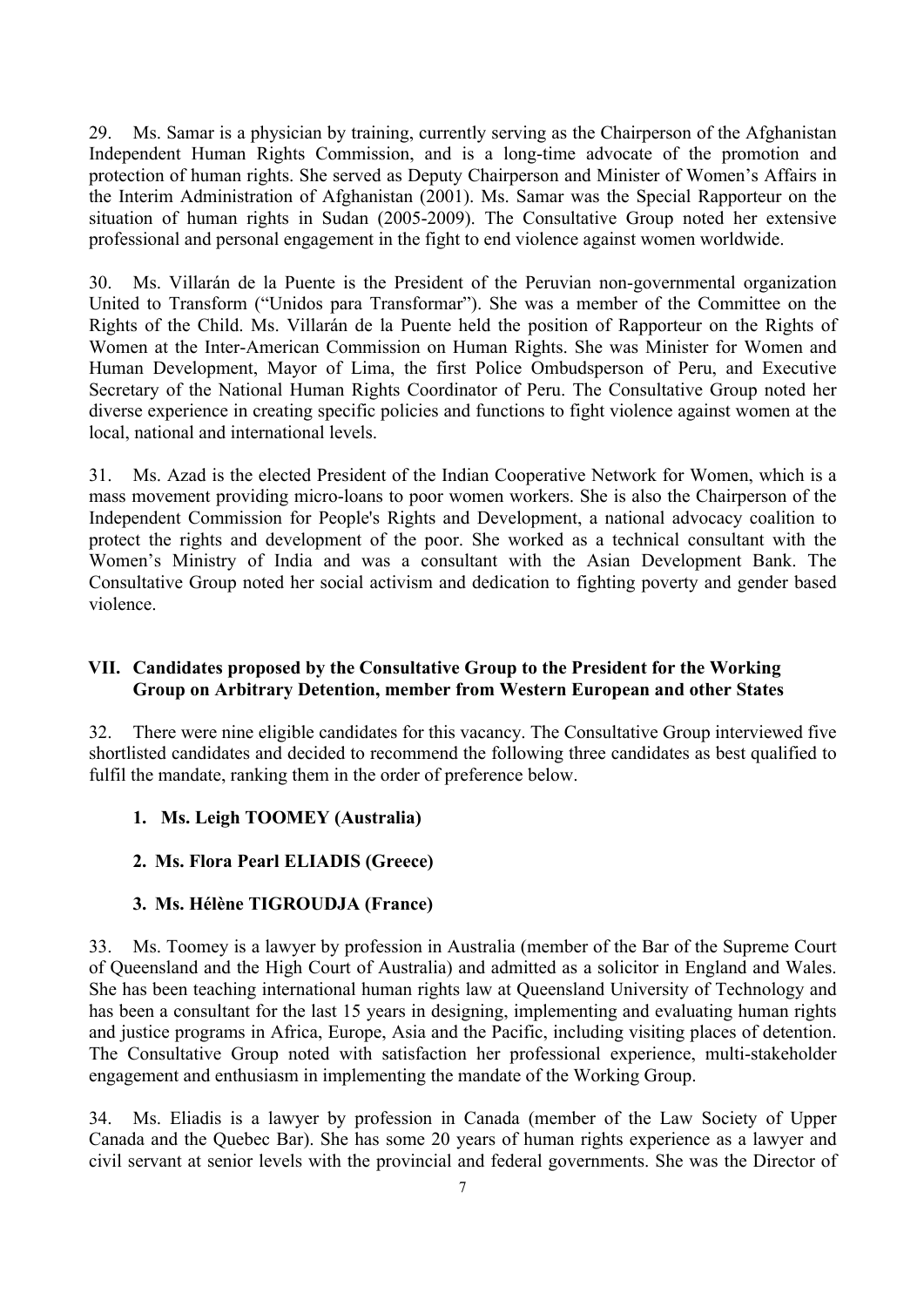29. Ms. Samar is a physician by training, currently serving as the Chairperson of the Afghanistan Independent Human Rights Commission, and is a long-time advocate of the promotion and protection of human rights. She served as Deputy Chairperson and Minister of Women's Affairs in the Interim Administration of Afghanistan (2001). Ms. Samar was the Special Rapporteur on the situation of human rights in Sudan (2005-2009). The Consultative Group noted her extensive professional and personal engagement in the fight to end violence against women worldwide.

30. Ms. Villarán de la Puente is the President of the Peruvian non-governmental organization United to Transform ("Unidos para Transformar"). She was a member of the Committee on the Rights of the Child. Ms. Villarán de la Puente held the position of Rapporteur on the Rights of Women at the Inter-American Commission on Human Rights. She was Minister for Women and Human Development, Mayor of Lima, the first Police Ombudsperson of Peru, and Executive Secretary of the National Human Rights Coordinator of Peru. The Consultative Group noted her diverse experience in creating specific policies and functions to fight violence against women at the local, national and international levels.

31. Ms. Azad is the elected President of the Indian Cooperative Network for Women, which is a mass movement providing micro-loans to poor women workers. She is also the Chairperson of the Independent Commission for People's Rights and Development, a national advocacy coalition to protect the rights and development of the poor. She worked as a technical consultant with the Women's Ministry of India and was a consultant with the Asian Development Bank. The Consultative Group noted her social activism and dedication to fighting poverty and gender based violence.

## VII. Candidates proposed by the Consultative Group to the President for the Working Group on Arbitrary Detention, member from Western European and other States

32. There were nine eligible candidates for this vacancy. The Consultative Group interviewed five shortlisted candidates and decided to recommend the following three candidates as best qualified to fulfil the mandate, ranking them in the order of preference below.

1. **Ms. Leigh TOOMEY (Australia)**

2. **Ms. Flora Pearl ELIADIS (Greece)**

3. **Ms. Hélène TIGROUDJA (France)**

33. Ms. Toomey is a lawyer by profession in Australia (member of the Bar of the Supreme Court of Queensland and the High Court of Australia) and admitted as a solicitor in England and Wales. She has been teaching international human rights law at Queensland University of Technology and has been a consultant for the last 15 years in designing, implementing and evaluating human rights and justice programs in Africa, Europe, Asia and the Pacific, including visiting places of detention. The Consultative Group noted with satisfaction her professional experience, multi-stakeholder engagement and enthusiasm in implementing the mandate of the Working Group.

34. Ms. Eliadis is a lawyer by profession in Canada (member of the Law Society of Upper Canada and the Quebec Bar). She has some 20 years of human rights experience as a lawyer and civil servant at senior levels with the provincial and federal governments. She was the Director of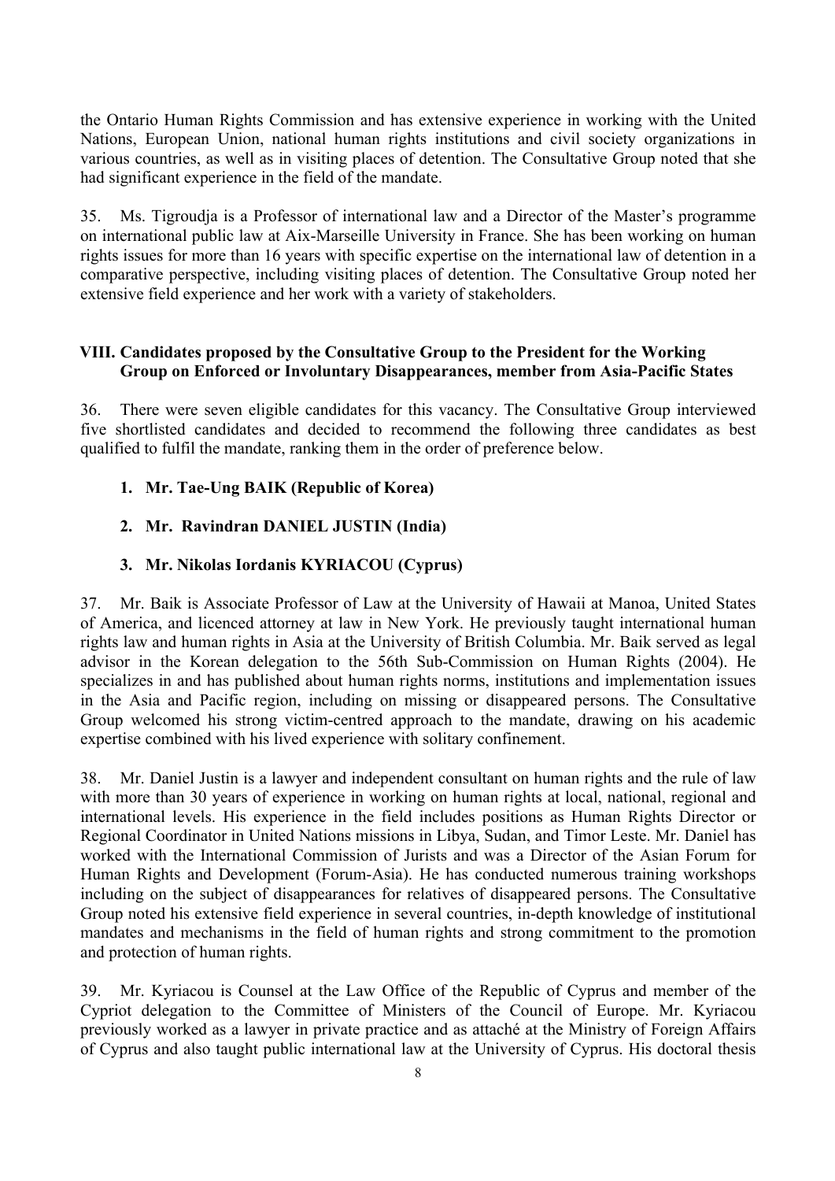the Ontario Human Rights Commission and has extensive experience in working with the United Nations, European Union, national human rights institutions and civil society organizations in various countries, as well as in visiting places of detention. The Consultative Group noted that she had significant experience in the field of the mandate.

35. Ms. Tigroudja is a Professor of international law and a Director of the Master's programme on international public law at Aix-Marseille University in France. She has been working on human rights issues for more than 16 years with specific expertise on the international law of detention in a comparative perspective, including visiting places of detention. The Consultative Group noted her extensive field experience and her work with a variety of stakeholders.

## VIII. Candidates proposed by the Consultative Group to the President for the Working Group on Enforced or Involuntary Disappearances, member from Asia-Pacific States

36. There were seven eligible candidates for this vacancy. The Consultative Group interviewed five shortlisted candidates and decided to recommend the following three candidates as best qualified to fulfil the mandate, ranking them in the order of preference below.

1. **Mr. Tae-Ung BAIK (Republic of Korea)**
2. **Mr. Ravindran DANIEL JUSTIN (India)**
3. **Mr. Nikolas Iordanis KYRIACOU (Cyprus)**

37. Mr. Baik is Associate Professor of Law at the University of Hawaii at Manoa, United States of America, and licenced attorney at law in New York. He previously taught international human rights law and human rights in Asia at the University of British Columbia. Mr. Baik served as legal advisor in the Korean delegation to the 56th Sub-Commission on Human Rights (2004). He specializes in and has published about human rights norms, institutions and implementation issues in the Asia and Pacific region, including on missing or disappeared persons. The Consultative Group welcomed his strong victim-centred approach to the mandate, drawing on his academic expertise combined with his lived experience with solitary confinement.

38. Mr. Daniel Justin is a lawyer and independent consultant on human rights and the rule of law with more than 30 years of experience in working on human rights at local, national, regional and international levels. His experience in the field includes positions as Human Rights Director or Regional Coordinator in United Nations missions in Libya, Sudan, and Timor Leste. Mr. Daniel has worked with the International Commission of Jurists and was a Director of the Asian Forum for Human Rights and Development (Forum-Asia). He has conducted numerous training workshops including on the subject of disappearances for relatives of disappeared persons. The Consultative Group noted his extensive field experience in several countries, in-depth knowledge of institutional mandates and mechanisms in the field of human rights and strong commitment to the promotion and protection of human rights.

39. Mr. Kyriacou is Counsel at the Law Office of the Republic of Cyprus and member of the Cypriot delegation to the Committee of Ministers of the Council of Europe. Mr. Kyriacou previously worked as a lawyer in private practice and as attaché at the Ministry of Foreign Affairs of Cyprus and also taught public international law at the University of Cyprus. His doctoral thesis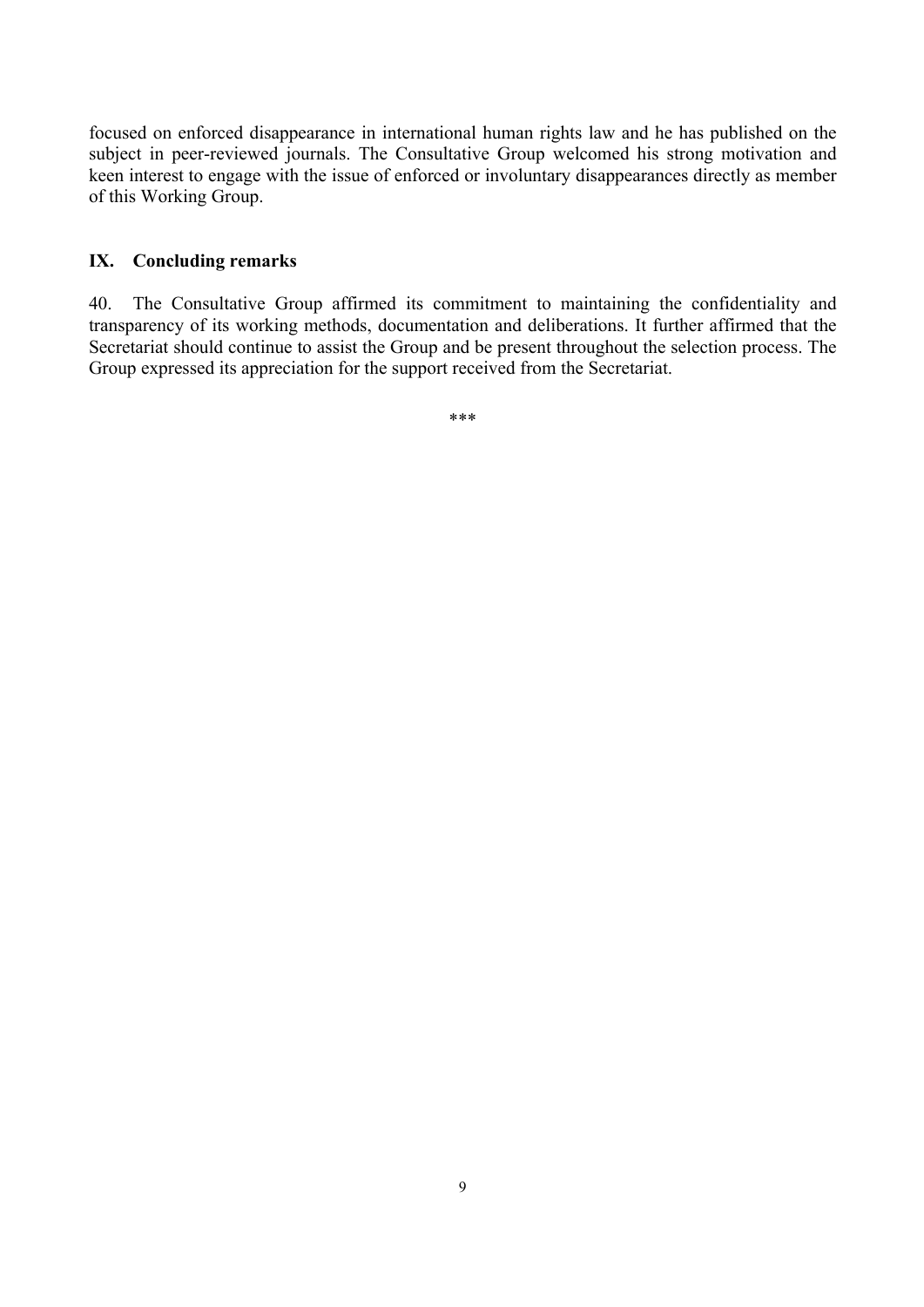focused on enforced disappearance in international human rights law and he has published on the subject in peer-reviewed journals. The Consultative Group welcomed his strong motivation and keen interest to engage with the issue of enforced or involuntary disappearances directly as member of this Working Group.

## IX. Concluding remarks

40. The Consultative Group affirmed its commitment to maintaining the confidentiality and transparency of its working methods, documentation and deliberations. It further affirmed that the Secretariat should continue to assist the Group and be present throughout the selection process. The Group expressed its appreciation for the support received from the Secretariat.

***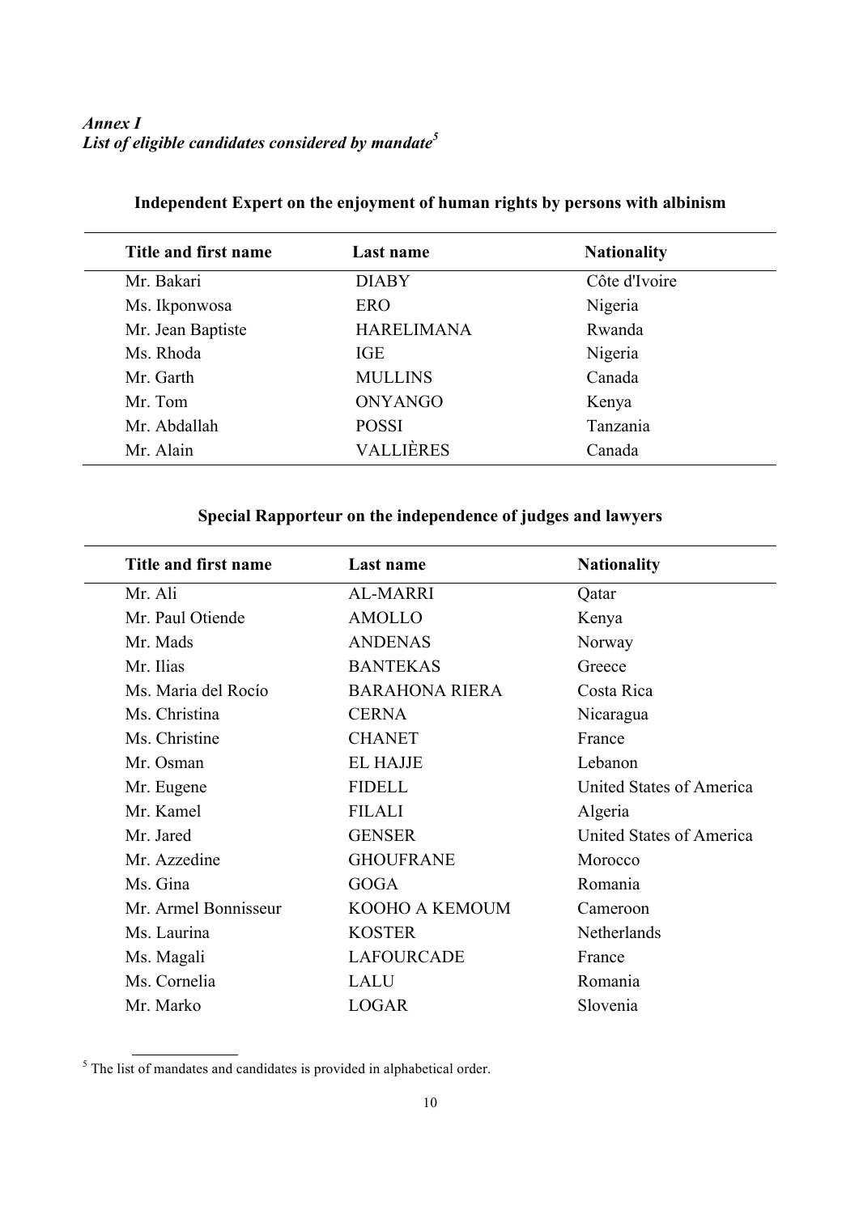*Annex I*
*List of eligible candidates considered by mandate*[5]

**Independent Expert on the enjoyment of human rights by persons with albinism**

| Title and first name | Last name | Nationality |
|---|---|---|
| Mr. Bakari | DIABY | Côte d'Ivoire |
| Ms. Ikponwosa | ERO | Nigeria |
| Mr. Jean Baptiste | HARELIMANA | Rwanda |
| Ms. Rhoda | IGE | Nigeria |
| Mr. Garth | MULLINS | Canada |
| Mr. Tom | ONYANGO | Kenya |
| Mr. Abdallah | POSSI | Tanzania |
| Mr. Alain | VALLIÈRES | Canada |

**Special Rapporteur on the independence of judges and lawyers**

| Title and first name | Last name | Nationality |
|---|---|---|
| Mr. Ali | AL-MARRI | Qatar |
| Mr. Paul Otiende | AMOLLO | Kenya |
| Mr. Mads | ANDENAS | Norway |
| Mr. Ilias | BANTEKAS | Greece |
| Ms. Maria del Rocío | BARAHONA RIERA | Costa Rica |
| Ms. Christina | CERNA | Nicaragua |
| Ms. Christine | CHANET | France |
| Mr. Osman | EL HAJJE | Lebanon |
| Mr. Eugene | FIDELL | United States of America |
| Mr. Kamel | FILALI | Algeria |
| Mr. Jared | GENSER | United States of America |
| Mr. Azzedine | GHOUFRANE | Morocco |
| Ms. Gina | GOGA | Romania |
| Mr. Armel Bonnisseur | KOOHO A KEMOUM | Cameroon |
| Ms. Laurina | KOSTER | Netherlands |
| Ms. Magali | LAFOURCADE | France |
| Ms. Cornelia | LALU | Romania |
| Mr. Marko | LOGAR | Slovenia |

[5] The list of mandates and candidates is provided in alphabetical order.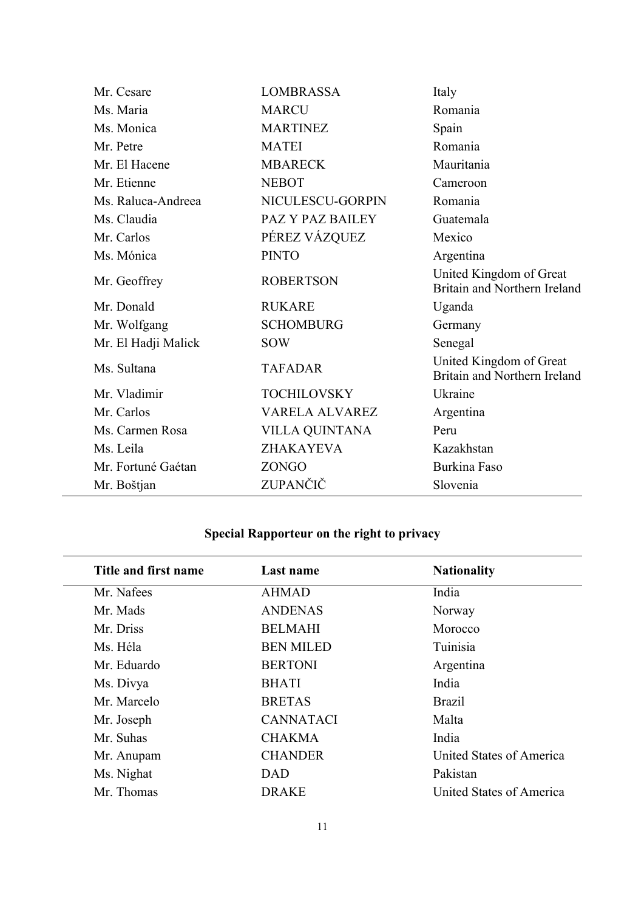| | | |
|---|---|---|
| Mr. Cesare | LOMBRASSA | Italy |
| Ms. Maria | MARCU | Romania |
| Ms. Monica | MARTINEZ | Spain |
| Mr. Petre | MATEI | Romania |
| Mr. El Hacene | MBARECK | Mauritania |
| Mr. Etienne | NEBOT | Cameroon |
| Ms. Raluca-Andreea | NICULESCU-GORPIN | Romania |
| Ms. Claudia | PAZ Y PAZ BAILEY | Guatemala |
| Mr. Carlos | PÉREZ VÁZQUEZ | Mexico |
| Ms. Mónica | PINTO | Argentina |
| Mr. Geoffrey | ROBERTSON | United Kingdom of Great Britain and Northern Ireland |
| Mr. Donald | RUKARE | Uganda |
| Mr. Wolfgang | SCHOMBURG | Germany |
| Mr. El Hadji Malick | SOW | Senegal |
| Ms. Sultana | TAFADAR | United Kingdom of Great Britain and Northern Ireland |
| Mr. Vladimir | TOCHILOVSKY | Ukraine |
| Mr. Carlos | VARELA ALVAREZ | Argentina |
| Ms. Carmen Rosa | VILLA QUINTANA | Peru |
| Ms. Leila | ZHAKAYEVA | Kazakhstan |
| Mr. Fortuné Gaétan | ZONGO | Burkina Faso |
| Mr. Boštjan | ZUPANČIČ | Slovenia |

## Special Rapporteur on the right to privacy

| Title and first name | Last name | Nationality |
|---|---|---|
| Mr. Nafees | AHMAD | India |
| Mr. Mads | ANDENAS | Norway |
| Mr. Driss | BELMAHI | Morocco |
| Ms. Héla | BEN MILED | Tuinisia |
| Mr. Eduardo | BERTONI | Argentina |
| Ms. Divya | BHATI | India |
| Mr. Marcelo | BRETAS | Brazil |
| Mr. Joseph | CANNATACI | Malta |
| Mr. Suhas | CHAKMA | India |
| Mr. Anupam | CHANDER | United States of America |
| Ms. Nighat | DAD | Pakistan |
| Mr. Thomas | DRAKE | United States of America |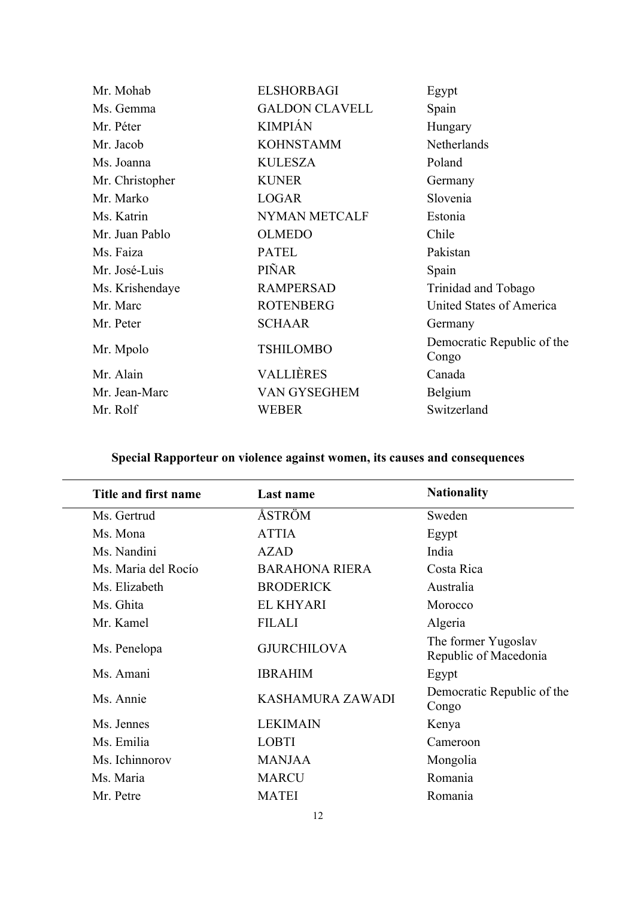| | | |
|---|---|---|
| Mr. Mohab | ELSHORBAGI | Egypt |
| Ms. Gemma | GALDON CLAVELL | Spain |
| Mr. Péter | KIMPIÁN | Hungary |
| Mr. Jacob | KOHNSTAMM | Netherlands |
| Ms. Joanna | KULESZA | Poland |
| Mr. Christopher | KUNER | Germany |
| Mr. Marko | LOGAR | Slovenia |
| Ms. Katrin | NYMAN METCALF | Estonia |
| Mr. Juan Pablo | OLMEDO | Chile |
| Ms. Faiza | PATEL | Pakistan |
| Mr. José-Luis | PIÑAR | Spain |
| Ms. Krishendaye | RAMPERSAD | Trinidad and Tobago |
| Mr. Marc | ROTENBERG | United States of America |
| Mr. Peter | SCHAAR | Germany |
| Mr. Mpolo | TSHILOMBO | Democratic Republic of the Congo |
| Mr. Alain | VALLIÈRES | Canada |
| Mr. Jean-Marc | VAN GYSEGHEM | Belgium |
| Mr. Rolf | WEBER | Switzerland |

## Special Rapporteur on violence against women, its causes and consequences

| Title and first name | Last name | Nationality |
|---|---|---|
| Ms. Gertrud | ÅSTRÖM | Sweden |
| Ms. Mona | ATTIA | Egypt |
| Ms. Nandini | AZAD | India |
| Ms. Maria del Rocío | BARAHONA RIERA | Costa Rica |
| Ms. Elizabeth | BRODERICK | Australia |
| Ms. Ghita | EL KHYARI | Morocco |
| Mr. Kamel | FILALI | Algeria |
| Ms. Penelopa | GJURCHILOVA | The former Yugoslav Republic of Macedonia |
| Ms. Amani | IBRAHIM | Egypt |
| Ms. Annie | KASHAMURA ZAWADI | Democratic Republic of the Congo |
| Ms. Jennes | LEKIMAIN | Kenya |
| Ms. Emilia | LOBTI | Cameroon |
| Ms. Ichinnorov | MANJAA | Mongolia |
| Ms. Maria | MARCU | Romania |
| Mr. Petre | MATEI | Romania |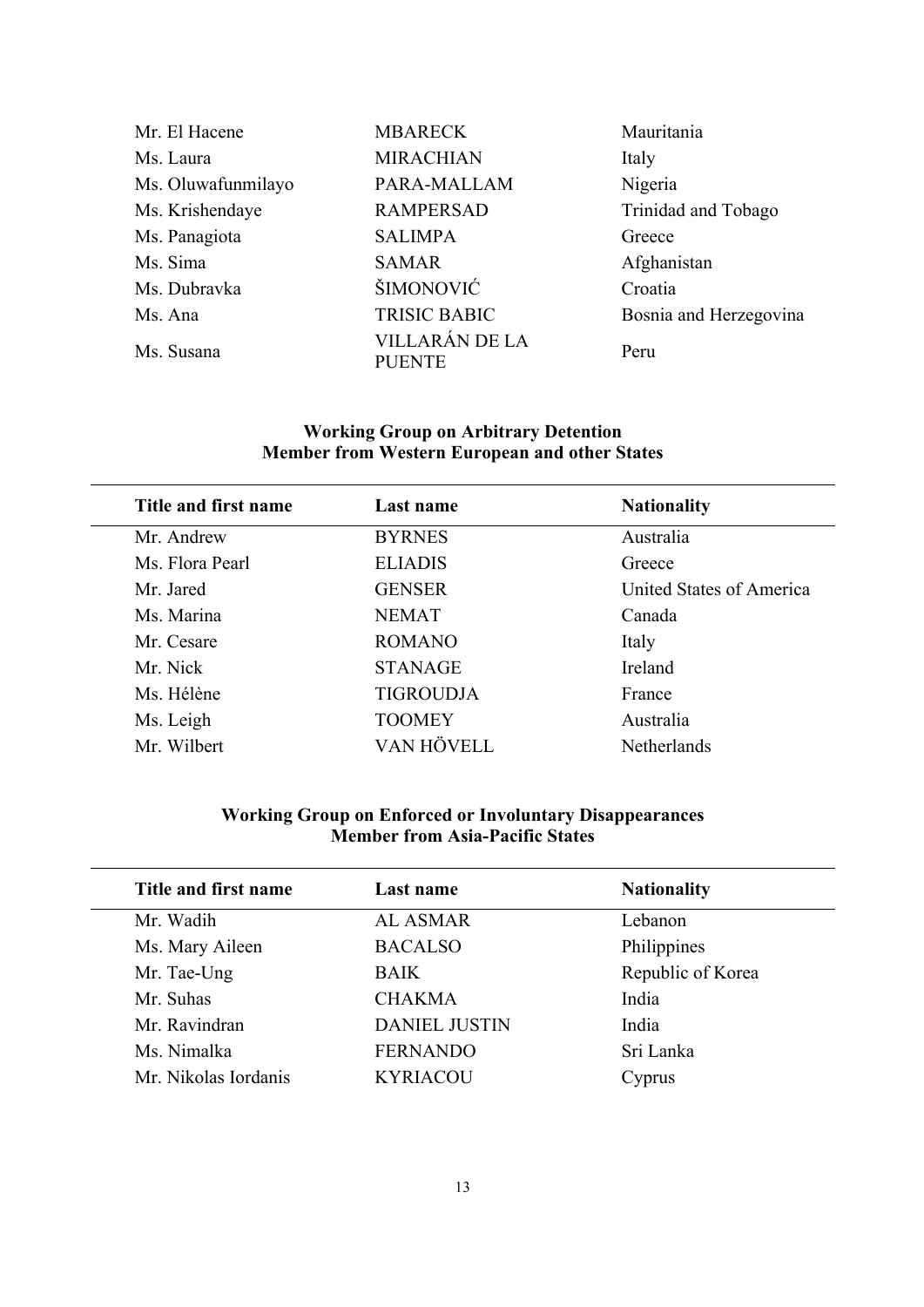| | | |
|---|---|---|
| Mr. El Hacene | MBARECK | Mauritania |
| Ms. Laura | MIRACHIAN | Italy |
| Ms. Oluwafunmilayo | PARA-MALLAM | Nigeria |
| Ms. Krishendaye | RAMPERSAD | Trinidad and Tobago |
| Ms. Panagiota | SALIMPA | Greece |
| Ms. Sima | SAMAR | Afghanistan |
| Ms. Dubravka | ŠIMONOVIĆ | Croatia |
| Ms. Ana | TRISIC BABIC | Bosnia and Herzegovina |
| Ms. Susana | VILLARÁN DE LA PUENTE | Peru |

**Working Group on Arbitrary Detention**
**Member from Western European and other States**

| Title and first name | Last name | Nationality |
|---|---|---|
| Mr. Andrew | BYRNES | Australia |
| Ms. Flora Pearl | ELIADIS | Greece |
| Mr. Jared | GENSER | United States of America |
| Ms. Marina | NEMAT | Canada |
| Mr. Cesare | ROMANO | Italy |
| Mr. Nick | STANAGE | Ireland |
| Ms. Hélène | TIGROUDJA | France |
| Ms. Leigh | TOOMEY | Australia |
| Mr. Wilbert | VAN HÖVELL | Netherlands |

**Working Group on Enforced or Involuntary Disappearances**
**Member from Asia-Pacific States**

| Title and first name | Last name | Nationality |
|---|---|---|
| Mr. Wadih | AL ASMAR | Lebanon |
| Ms. Mary Aileen | BACALSO | Philippines |
| Mr. Tae-Ung | BAIK | Republic of Korea |
| Mr. Suhas | CHAKMA | India |
| Mr. Ravindran | DANIEL JUSTIN | India |
| Ms. Nimalka | FERNANDO | Sri Lanka |
| Mr. Nikolas Iordanis | KYRIACOU | Cyprus |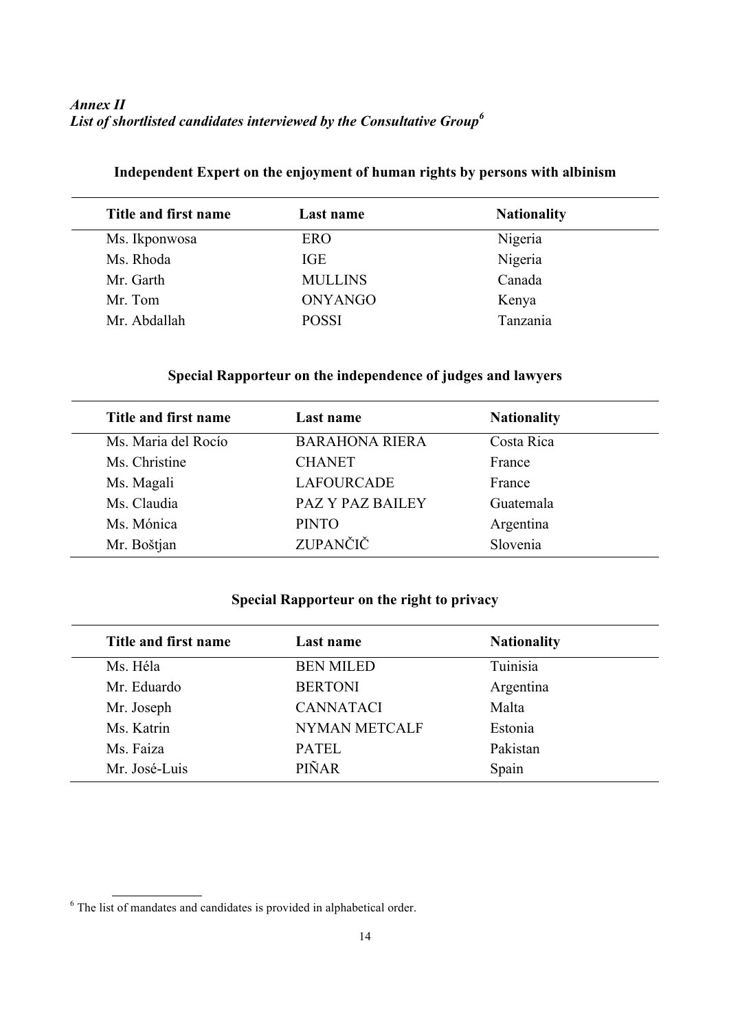*Annex II*
*List of shortlisted candidates interviewed by the Consultative Group*[6]

**Independent Expert on the enjoyment of human rights by persons with albinism**

| Title and first name | Last name | Nationality |
| --- | --- | --- |
| Ms. Ikponwosa | ERO | Nigeria |
| Ms. Rhoda | IGE | Nigeria |
| Mr. Garth | MULLINS | Canada |
| Mr. Tom | ONYANGO | Kenya |
| Mr. Abdallah | POSSI | Tanzania |

**Special Rapporteur on the independence of judges and lawyers**

| Title and first name | Last name | Nationality |
| --- | --- | --- |
| Ms. Maria del Rocío | BARAHONA RIERA | Costa Rica |
| Ms. Christine | CHANET | France |
| Ms. Magali | LAFOURCADE | France |
| Ms. Claudia | PAZ Y PAZ BAILEY | Guatemala |
| Ms. Mónica | PINTO | Argentina |
| Mr. Boštjan | ZUPANČIČ | Slovenia |

**Special Rapporteur on the right to privacy**

| Title and first name | Last name | Nationality |
| --- | --- | --- |
| Ms. Héla | BEN MILED | Tuinisia |
| Mr. Eduardo | BERTONI | Argentina |
| Mr. Joseph | CANNATACI | Malta |
| Ms. Katrin | NYMAN METCALF | Estonia |
| Ms. Faiza | PATEL | Pakistan |
| Mr. José-Luis | PIÑAR | Spain |

[6] The list of mandates and candidates is provided in alphabetical order.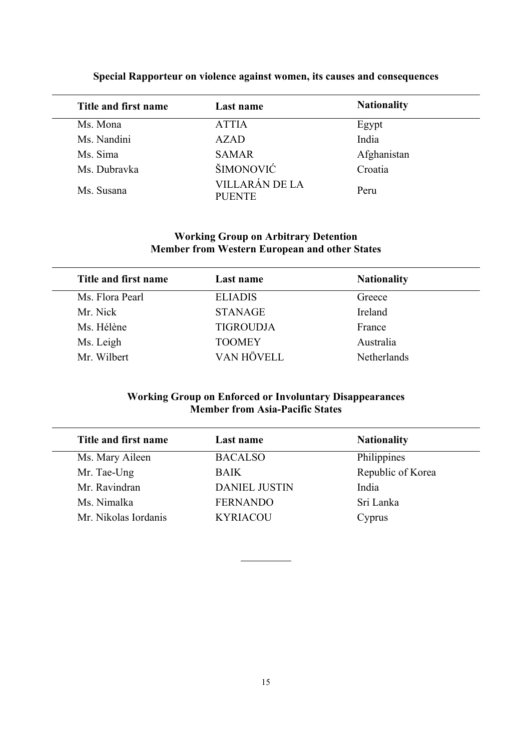**Special Rapporteur on violence against women, its causes and consequences**

| Title and first name | Last name | Nationality |
|---|---|---|
| Ms. Mona | ATTIA | Egypt |
| Ms. Nandini | AZAD | India |
| Ms. Sima | SAMAR | Afghanistan |
| Ms. Dubravka | ŠIMONOVIĆ | Croatia |
| Ms. Susana | VILLARÁN DE LA PUENTE | Peru |

**Working Group on Arbitrary Detention**
**Member from Western European and other States**

| Title and first name | Last name | Nationality |
|---|---|---|
| Ms. Flora Pearl | ELIADIS | Greece |
| Mr. Nick | STANAGE | Ireland |
| Ms. Hélène | TIGROUDJA | France |
| Ms. Leigh | TOOMEY | Australia |
| Mr. Wilbert | VAN HÖVELL | Netherlands |

**Working Group on Enforced or Involuntary Disappearances**
**Member from Asia-Pacific States**

| Title and first name | Last name | Nationality |
|---|---|---|
| Ms. Mary Aileen | BACALSO | Philippines |
| Mr. Tae-Ung | BAIK | Republic of Korea |
| Mr. Ravindran | DANIEL JUSTIN | India |
| Ms. Nimalka | FERNANDO | Sri Lanka |
| Mr. Nikolas Iordanis | KYRIACOU | Cyprus |